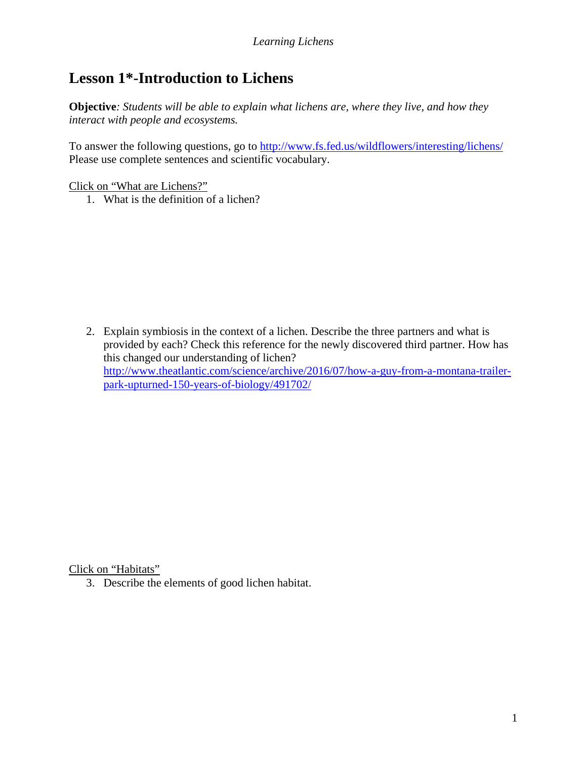*Learning Lichens*

# Lesson 1*-Introduction to Lichens

**Objective**: *Students will be able to explain what lichens are, where they live, and how they interact with people and ecosystems.*

To answer the following questions, go to http://www.fs.fed.us/wildflowers/interesting/lichens/
Please use complete sentences and scientific vocabulary.

Click on "What are Lichens?"

1. What is the definition of a lichen?

2. Explain symbiosis in the context of a lichen. Describe the three partners and what is provided by each? Check this reference for the newly discovered third partner. How has this changed our understanding of lichen?
   http://www.theatlantic.com/science/archive/2016/07/how-a-guy-from-a-montana-trailer-park-upturned-150-years-of-biology/491702/

Click on "Habitats"

3. Describe the elements of good lichen habitat.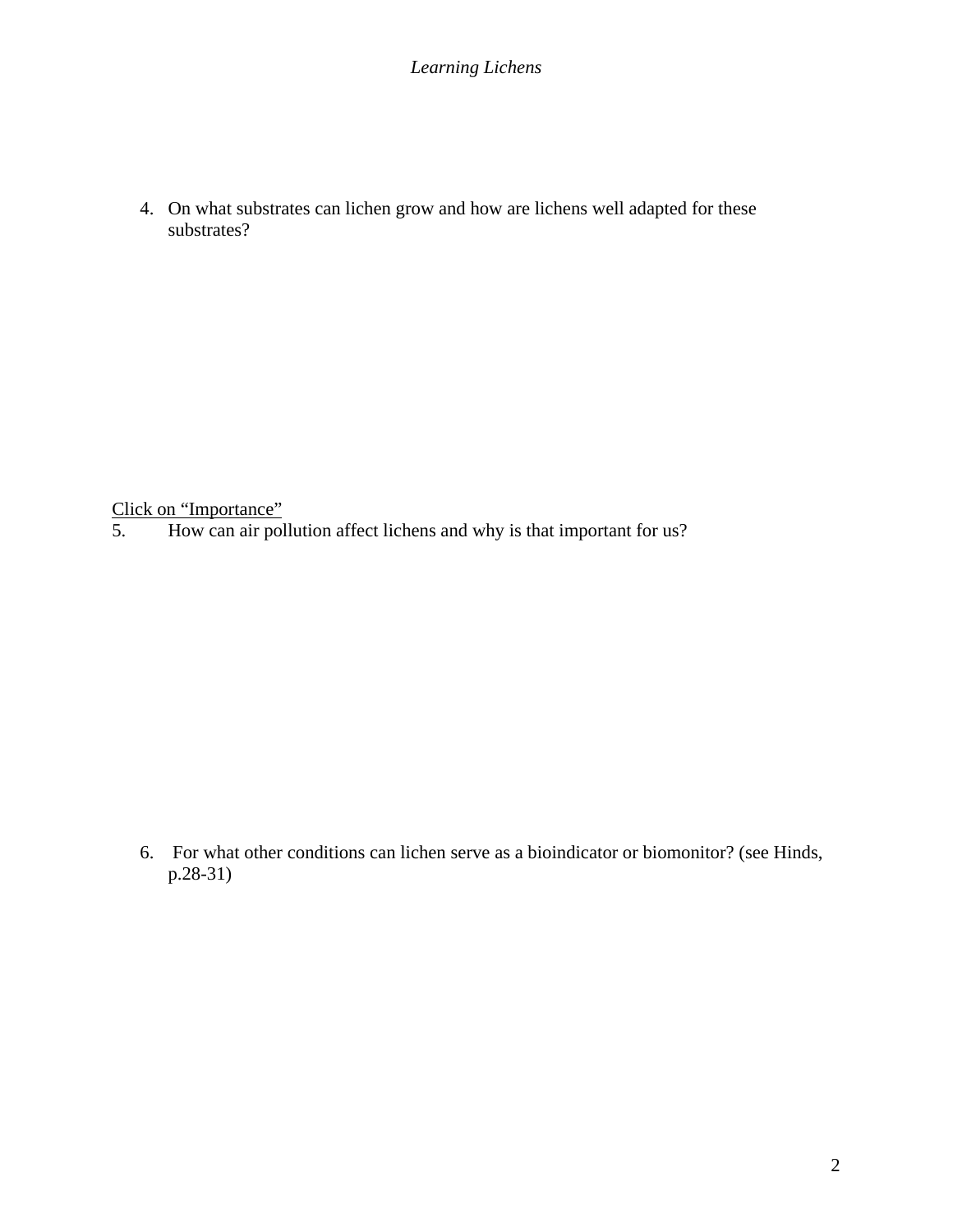4. On what substrates can lichen grow and how are lichens well adapted for these substrates?

<u>Click on "Importance"</u>

5. How can air pollution affect lichens and why is that important for us?

6. For what other conditions can lichen serve as a bioindicator or biomonitor? (see Hinds, p.28-31)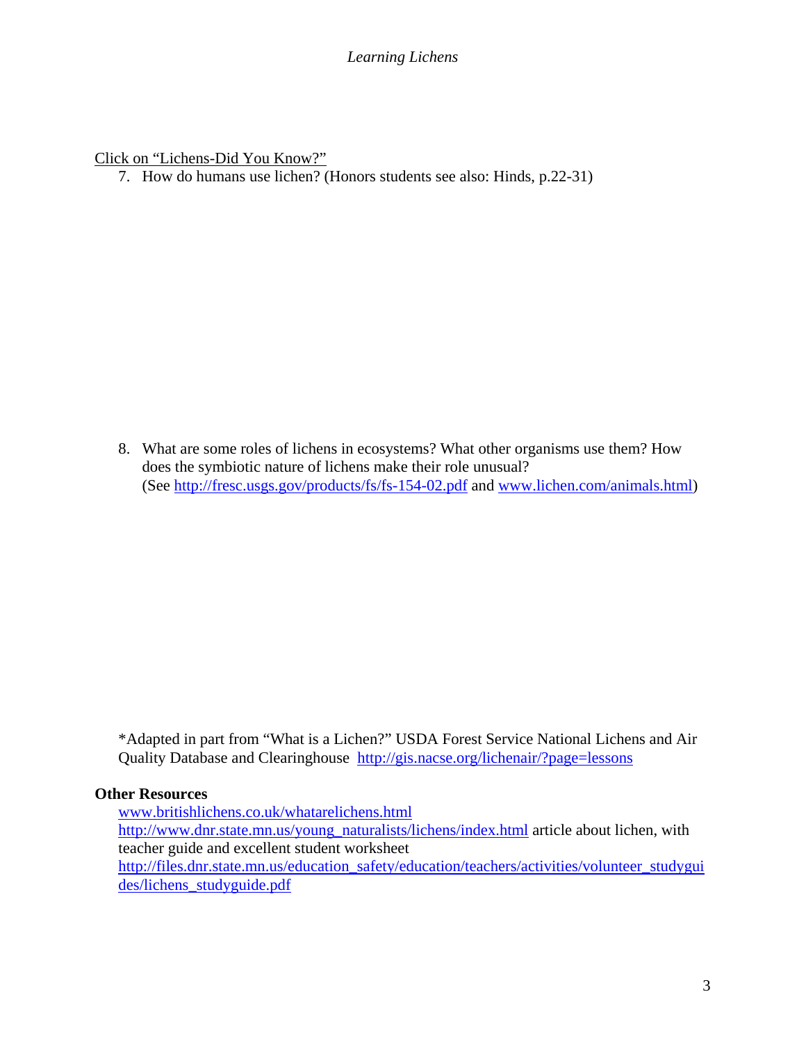Click on "Lichens-Did You Know?"

7. How do humans use lichen? (Honors students see also: Hinds, p.22-31)

8. What are some roles of lichens in ecosystems? What other organisms use them? How does the symbiotic nature of lichens make their role unusual?
(See http://fresc.usgs.gov/products/fs/fs-154-02.pdf and www.lichen.com/animals.html)

*Adapted in part from "What is a Lichen?" USDA Forest Service National Lichens and Air Quality Database and Clearinghouse http://gis.nacse.org/lichenair/?page=lessons

**Other Resources**

www.britishlichens.co.uk/whatarelichens.html
http://www.dnr.state.mn.us/young_naturalists/lichens/index.html article about lichen, with teacher guide and excellent student worksheet
http://files.dnr.state.mn.us/education_safety/education/teachers/activities/volunteer_studyguides/lichens_studyguide.pdf